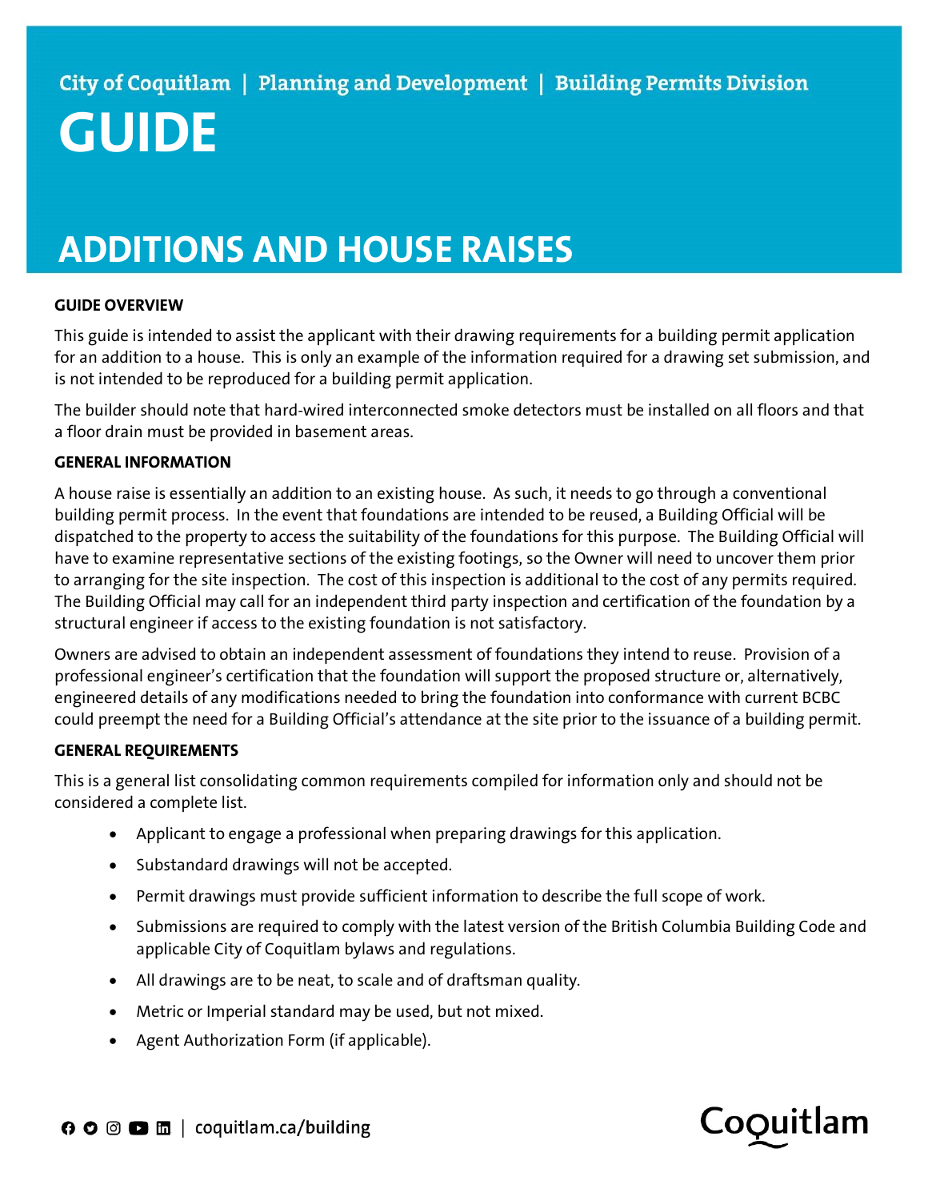City of Coquitlam | Planning and Development | Building Permits Division

# GUIDE

# ADDITIONS AND HOUSE RAISES

## GUIDE OVERVIEW

This guide is intended to assist the applicant with their drawing requirements for a building permit application for an addition to a house. This is only an example of the information required for a drawing set submission, and is not intended to be reproduced for a building permit application.

The builder should note that hard-wired interconnected smoke detectors must be installed on all floors and that a floor drain must be provided in basement areas.

## GENERAL INFORMATION

A house raise is essentially an addition to an existing house. As such, it needs to go through a conventional building permit process. In the event that foundations are intended to be reused, a Building Official will be dispatched to the property to access the suitability of the foundations for this purpose. The Building Official will have to examine representative sections of the existing footings, so the Owner will need to uncover them prior to arranging for the site inspection. The cost of this inspection is additional to the cost of any permits required. The Building Official may call for an independent third party inspection and certification of the foundation by a structural engineer if access to the existing foundation is not satisfactory.

Owners are advised to obtain an independent assessment of foundations they intend to reuse. Provision of a professional engineer's certification that the foundation will support the proposed structure or, alternatively, engineered details of any modifications needed to bring the foundation into conformance with current BCBC could preempt the need for a Building Official's attendance at the site prior to the issuance of a building permit.

## GENERAL REQUIREMENTS

This is a general list consolidating common requirements compiled for information only and should not be considered a complete list.

- Applicant to engage a professional when preparing drawings for this application.
- Substandard drawings will not be accepted.
- Permit drawings must provide sufficient information to describe the full scope of work.
- Submissions are required to comply with the latest version of the British Columbia Building Code and applicable City of Coquitlam bylaws and regulations.
- All drawings are to be neat, to scale and of draftsman quality.
- Metric or Imperial standard may be used, but not mixed.
- Agent Authorization Form (if applicable).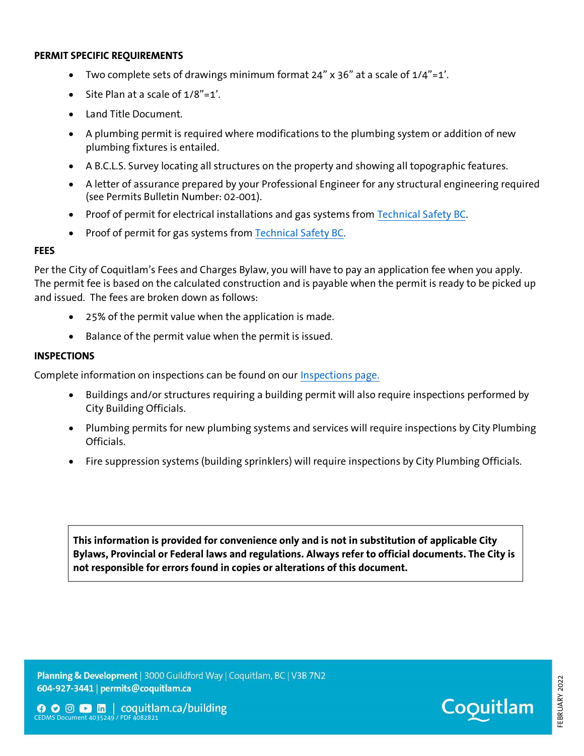### PERMIT SPECIFIC REQUIREMENTS

- Two complete sets of drawings minimum format 24" x 36" at a scale of 1/4"=1'.
- Site Plan at a scale of 1/8"=1'.
- Land Title Document.
- A plumbing permit is required where modifications to the plumbing system or addition of new plumbing fixtures is entailed.
- A B.C.L.S. Survey locating all structures on the property and showing all topographic features.
- A letter of assurance prepared by your Professional Engineer for any structural engineering required (see Permits Bulletin Number: 02-001).
- Proof of permit for electrical installations and gas systems from Technical Safety BC.
- Proof of permit for gas systems from Technical Safety BC.

### FEES

Per the City of Coquitlam's Fees and Charges Bylaw, you will have to pay an application fee when you apply. The permit fee is based on the calculated construction and is payable when the permit is ready to be picked up and issued. The fees are broken down as follows:

- 25% of the permit value when the application is made.
- Balance of the permit value when the permit is issued.

### INSPECTIONS

Complete information on inspections can be found on our Inspections page.

- Buildings and/or structures requiring a building permit will also require inspections performed by City Building Officials.
- Plumbing permits for new plumbing systems and services will require inspections by City Plumbing Officials.
- Fire suppression systems (building sprinklers) will require inspections by City Plumbing Officials.

**This information is provided for convenience only and is not in substitution of applicable City Bylaws, Provincial or Federal laws and regulations. Always refer to official documents. The City is not responsible for errors found in copies or alterations of this document.**

**Planning & Development** | 3000 Guildford Way | Coquitlam, BC | V3B 7N2
**604-927-3441** | **permits@coquitlam.ca**
coquitlam.ca/building
CEDMS Document 4035249 / PDF 4082821

FEBRUARY 2022